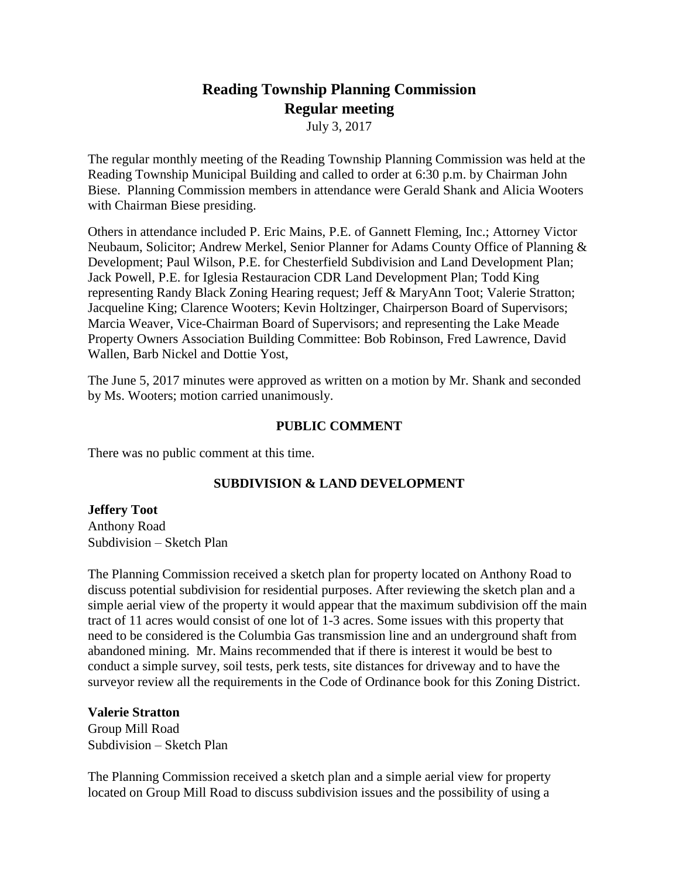# Reading Township Planning Commission
## Regular meeting

July 3, 2017

The regular monthly meeting of the Reading Township Planning Commission was held at the Reading Township Municipal Building and called to order at 6:30 p.m. by Chairman John Biese. Planning Commission members in attendance were Gerald Shank and Alicia Wooters with Chairman Biese presiding.

Others in attendance included P. Eric Mains, P.E. of Gannett Fleming, Inc.; Attorney Victor Neubaum, Solicitor; Andrew Merkel, Senior Planner for Adams County Office of Planning & Development; Paul Wilson, P.E. for Chesterfield Subdivision and Land Development Plan; Jack Powell, P.E. for Iglesia Restauracion CDR Land Development Plan; Todd King representing Randy Black Zoning Hearing request; Jeff & MaryAnn Toot; Valerie Stratton; Jacqueline King; Clarence Wooters; Kevin Holtzinger, Chairperson Board of Supervisors; Marcia Weaver, Vice-Chairman Board of Supervisors; and representing the Lake Meade Property Owners Association Building Committee: Bob Robinson, Fred Lawrence, David Wallen, Barb Nickel and Dottie Yost,

The June 5, 2017 minutes were approved as written on a motion by Mr. Shank and seconded by Ms. Wooters; motion carried unanimously.

### PUBLIC COMMENT

There was no public comment at this time.

### SUBDIVISION & LAND DEVELOPMENT

**Jeffery Toot**
Anthony Road
Subdivision – Sketch Plan

The Planning Commission received a sketch plan for property located on Anthony Road to discuss potential subdivision for residential purposes. After reviewing the sketch plan and a simple aerial view of the property it would appear that the maximum subdivision off the main tract of 11 acres would consist of one lot of 1-3 acres. Some issues with this property that need to be considered is the Columbia Gas transmission line and an underground shaft from abandoned mining. Mr. Mains recommended that if there is interest it would be best to conduct a simple survey, soil tests, perk tests, site distances for driveway and to have the surveyor review all the requirements in the Code of Ordinance book for this Zoning District.

**Valerie Stratton**
Group Mill Road
Subdivision – Sketch Plan

The Planning Commission received a sketch plan and a simple aerial view for property located on Group Mill Road to discuss subdivision issues and the possibility of using a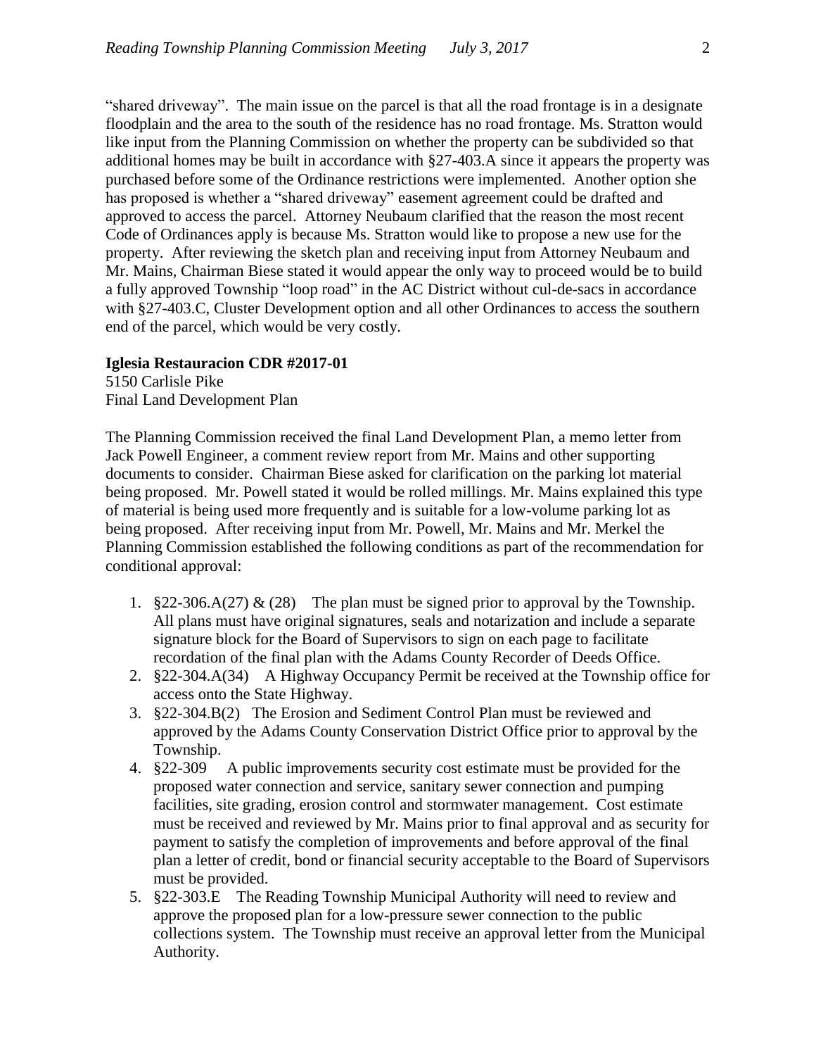"shared driveway". The main issue on the parcel is that all the road frontage is in a designate floodplain and the area to the south of the residence has no road frontage. Ms. Stratton would like input from the Planning Commission on whether the property can be subdivided so that additional homes may be built in accordance with §27-403.A since it appears the property was purchased before some of the Ordinance restrictions were implemented. Another option she has proposed is whether a "shared driveway" easement agreement could be drafted and approved to access the parcel. Attorney Neubaum clarified that the reason the most recent Code of Ordinances apply is because Ms. Stratton would like to propose a new use for the property. After reviewing the sketch plan and receiving input from Attorney Neubaum and Mr. Mains, Chairman Biese stated it would appear the only way to proceed would be to build a fully approved Township "loop road" in the AC District without cul-de-sacs in accordance with §27-403.C, Cluster Development option and all other Ordinances to access the southern end of the parcel, which would be very costly.

**Iglesia Restauracion CDR #2017-01**
5150 Carlisle Pike
Final Land Development Plan

The Planning Commission received the final Land Development Plan, a memo letter from Jack Powell Engineer, a comment review report from Mr. Mains and other supporting documents to consider. Chairman Biese asked for clarification on the parking lot material being proposed. Mr. Powell stated it would be rolled millings. Mr. Mains explained this type of material is being used more frequently and is suitable for a low-volume parking lot as being proposed. After receiving input from Mr. Powell, Mr. Mains and Mr. Merkel the Planning Commission established the following conditions as part of the recommendation for conditional approval:

1. §22-306.A(27) & (28) The plan must be signed prior to approval by the Township. All plans must have original signatures, seals and notarization and include a separate signature block for the Board of Supervisors to sign on each page to facilitate recordation of the final plan with the Adams County Recorder of Deeds Office.
2. §22-304.A(34) A Highway Occupancy Permit be received at the Township office for access onto the State Highway.
3. §22-304.B(2) The Erosion and Sediment Control Plan must be reviewed and approved by the Adams County Conservation District Office prior to approval by the Township.
4. §22-309 A public improvements security cost estimate must be provided for the proposed water connection and service, sanitary sewer connection and pumping facilities, site grading, erosion control and stormwater management. Cost estimate must be received and reviewed by Mr. Mains prior to final approval and as security for payment to satisfy the completion of improvements and before approval of the final plan a letter of credit, bond or financial security acceptable to the Board of Supervisors must be provided.
5. §22-303.E The Reading Township Municipal Authority will need to review and approve the proposed plan for a low-pressure sewer connection to the public collections system. The Township must receive an approval letter from the Municipal Authority.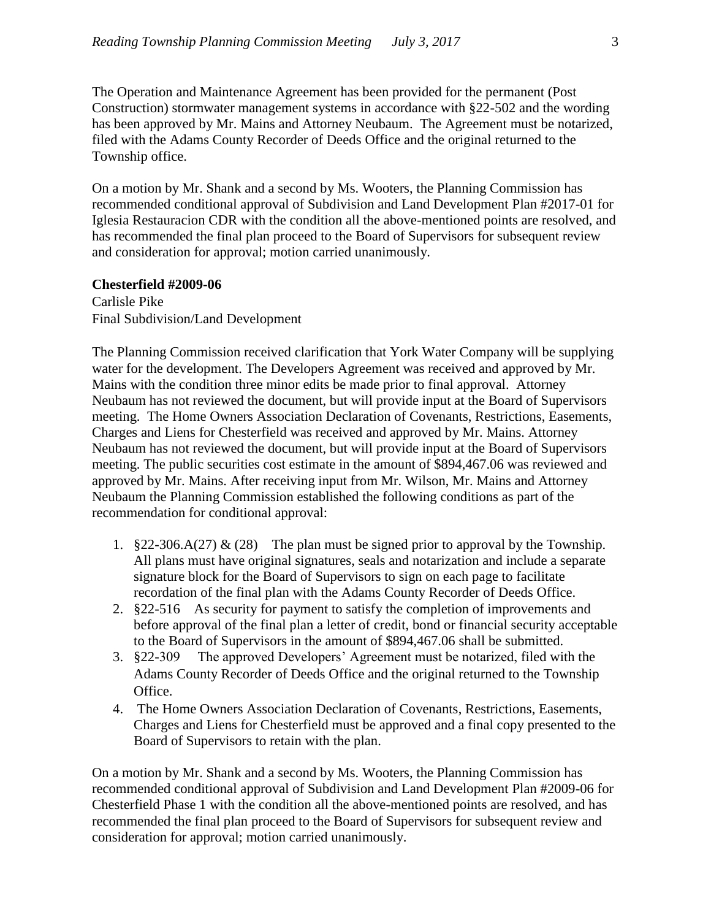The Operation and Maintenance Agreement has been provided for the permanent (Post Construction) stormwater management systems in accordance with §22-502 and the wording has been approved by Mr. Mains and Attorney Neubaum. The Agreement must be notarized, filed with the Adams County Recorder of Deeds Office and the original returned to the Township office.

On a motion by Mr. Shank and a second by Ms. Wooters, the Planning Commission has recommended conditional approval of Subdivision and Land Development Plan #2017-01 for Iglesia Restauracion CDR with the condition all the above-mentioned points are resolved, and has recommended the final plan proceed to the Board of Supervisors for subsequent review and consideration for approval; motion carried unanimously.

**Chesterfield #2009-06**
Carlisle Pike
Final Subdivision/Land Development

The Planning Commission received clarification that York Water Company will be supplying water for the development. The Developers Agreement was received and approved by Mr. Mains with the condition three minor edits be made prior to final approval. Attorney Neubaum has not reviewed the document, but will provide input at the Board of Supervisors meeting. The Home Owners Association Declaration of Covenants, Restrictions, Easements, Charges and Liens for Chesterfield was received and approved by Mr. Mains. Attorney Neubaum has not reviewed the document, but will provide input at the Board of Supervisors meeting. The public securities cost estimate in the amount of $894,467.06 was reviewed and approved by Mr. Mains. After receiving input from Mr. Wilson, Mr. Mains and Attorney Neubaum the Planning Commission established the following conditions as part of the recommendation for conditional approval:

1. §22-306.A(27) & (28) The plan must be signed prior to approval by the Township. All plans must have original signatures, seals and notarization and include a separate signature block for the Board of Supervisors to sign on each page to facilitate recordation of the final plan with the Adams County Recorder of Deeds Office.
2. §22-516 As security for payment to satisfy the completion of improvements and before approval of the final plan a letter of credit, bond or financial security acceptable to the Board of Supervisors in the amount of $894,467.06 shall be submitted.
3. §22-309 The approved Developers' Agreement must be notarized, filed with the Adams County Recorder of Deeds Office and the original returned to the Township Office.
4. The Home Owners Association Declaration of Covenants, Restrictions, Easements, Charges and Liens for Chesterfield must be approved and a final copy presented to the Board of Supervisors to retain with the plan.

On a motion by Mr. Shank and a second by Ms. Wooters, the Planning Commission has recommended conditional approval of Subdivision and Land Development Plan #2009-06 for Chesterfield Phase 1 with the condition all the above-mentioned points are resolved, and has recommended the final plan proceed to the Board of Supervisors for subsequent review and consideration for approval; motion carried unanimously.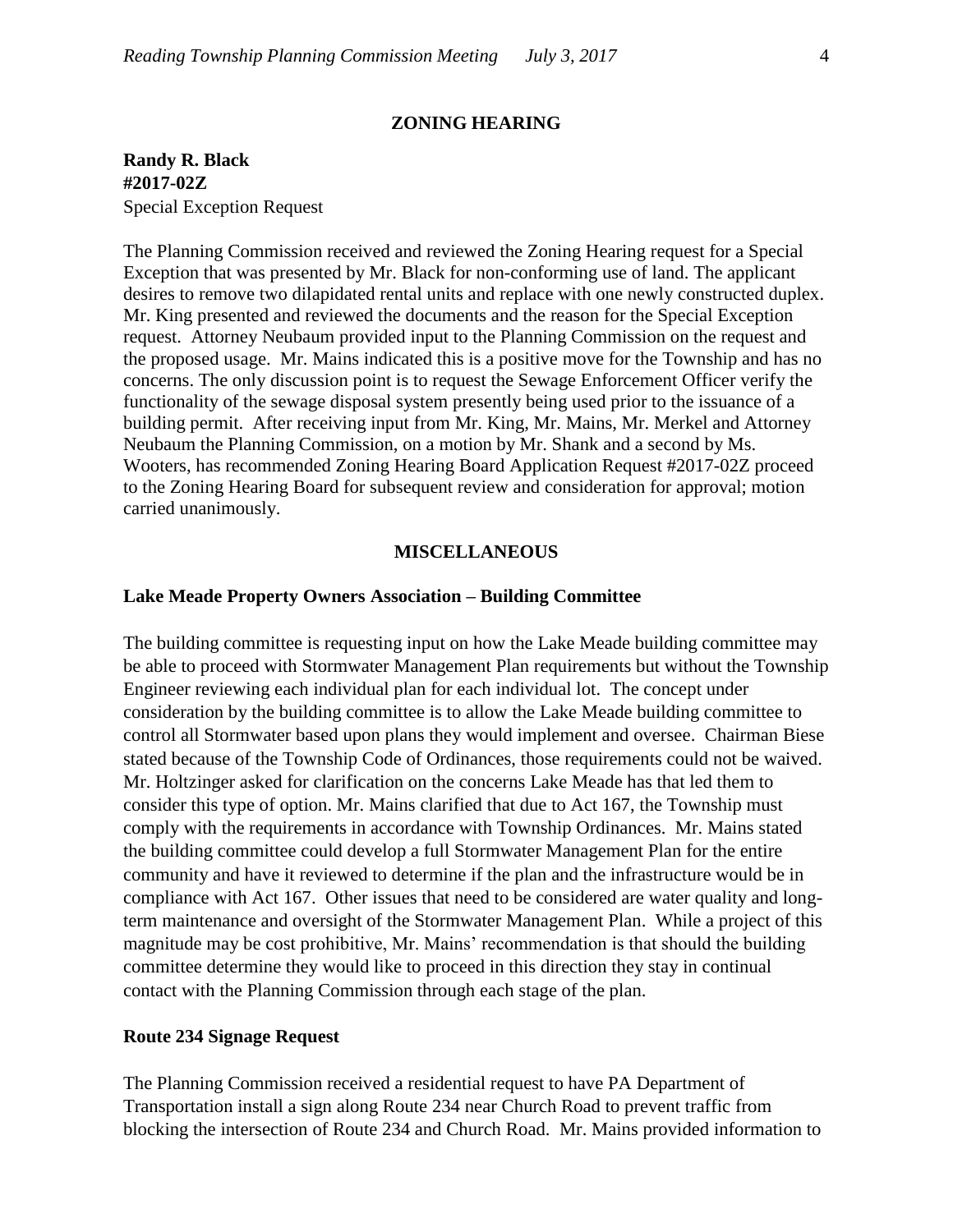## ZONING HEARING

**Randy R. Black**
**#2017-02Z**
Special Exception Request

The Planning Commission received and reviewed the Zoning Hearing request for a Special Exception that was presented by Mr. Black for non-conforming use of land. The applicant desires to remove two dilapidated rental units and replace with one newly constructed duplex. Mr. King presented and reviewed the documents and the reason for the Special Exception request. Attorney Neubaum provided input to the Planning Commission on the request and the proposed usage. Mr. Mains indicated this is a positive move for the Township and has no concerns. The only discussion point is to request the Sewage Enforcement Officer verify the functionality of the sewage disposal system presently being used prior to the issuance of a building permit. After receiving input from Mr. King, Mr. Mains, Mr. Merkel and Attorney Neubaum the Planning Commission, on a motion by Mr. Shank and a second by Ms. Wooters, has recommended Zoning Hearing Board Application Request #2017-02Z proceed to the Zoning Hearing Board for subsequent review and consideration for approval; motion carried unanimously.

## MISCELLANEOUS

**Lake Meade Property Owners Association – Building Committee**

The building committee is requesting input on how the Lake Meade building committee may be able to proceed with Stormwater Management Plan requirements but without the Township Engineer reviewing each individual plan for each individual lot. The concept under consideration by the building committee is to allow the Lake Meade building committee to control all Stormwater based upon plans they would implement and oversee. Chairman Biese stated because of the Township Code of Ordinances, those requirements could not be waived. Mr. Holtzinger asked for clarification on the concerns Lake Meade has that led them to consider this type of option. Mr. Mains clarified that due to Act 167, the Township must comply with the requirements in accordance with Township Ordinances. Mr. Mains stated the building committee could develop a full Stormwater Management Plan for the entire community and have it reviewed to determine if the plan and the infrastructure would be in compliance with Act 167. Other issues that need to be considered are water quality and long-term maintenance and oversight of the Stormwater Management Plan. While a project of this magnitude may be cost prohibitive, Mr. Mains' recommendation is that should the building committee determine they would like to proceed in this direction they stay in continual contact with the Planning Commission through each stage of the plan.

**Route 234 Signage Request**

The Planning Commission received a residential request to have PA Department of Transportation install a sign along Route 234 near Church Road to prevent traffic from blocking the intersection of Route 234 and Church Road. Mr. Mains provided information to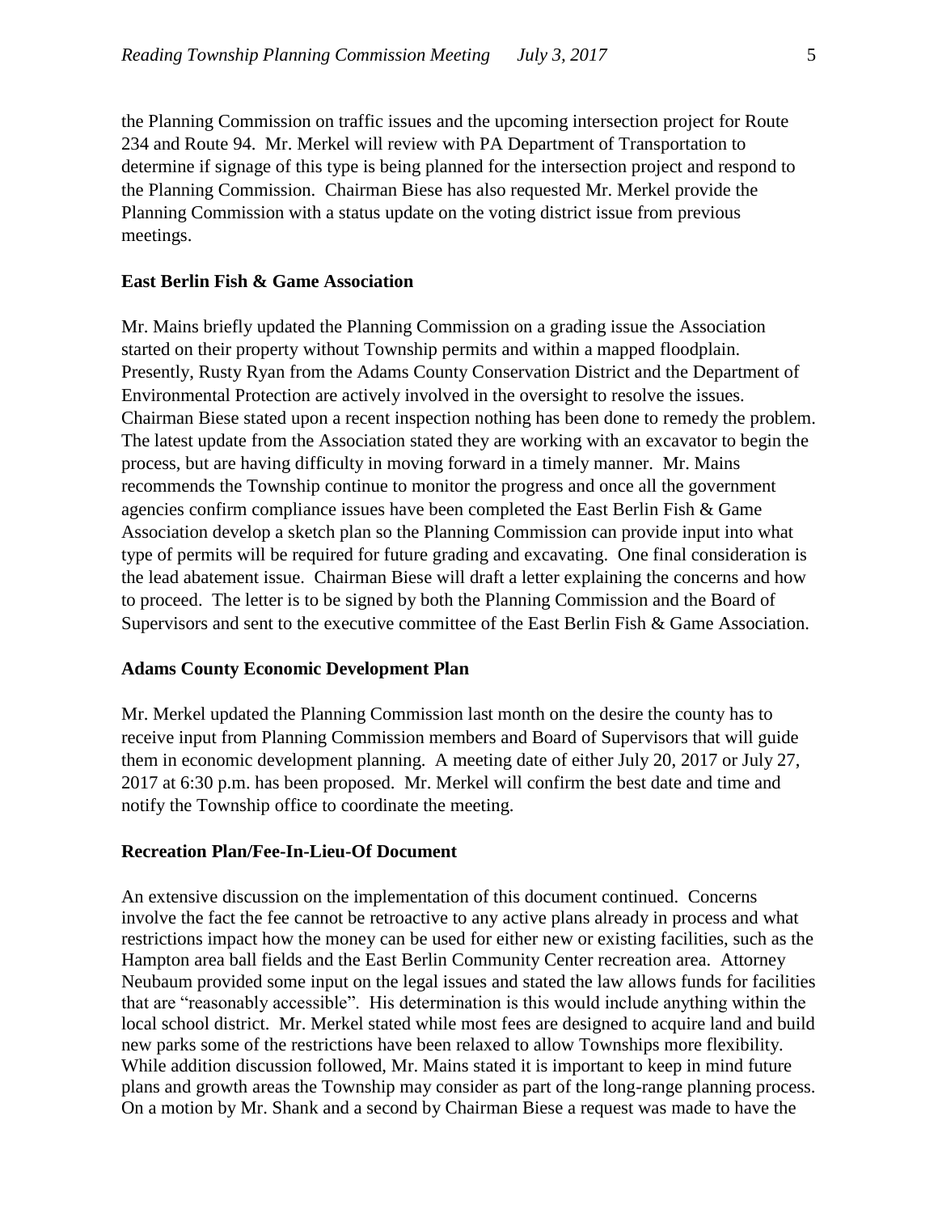the Planning Commission on traffic issues and the upcoming intersection project for Route 234 and Route 94. Mr. Merkel will review with PA Department of Transportation to determine if signage of this type is being planned for the intersection project and respond to the Planning Commission. Chairman Biese has also requested Mr. Merkel provide the Planning Commission with a status update on the voting district issue from previous meetings.

**East Berlin Fish & Game Association**

Mr. Mains briefly updated the Planning Commission on a grading issue the Association started on their property without Township permits and within a mapped floodplain. Presently, Rusty Ryan from the Adams County Conservation District and the Department of Environmental Protection are actively involved in the oversight to resolve the issues. Chairman Biese stated upon a recent inspection nothing has been done to remedy the problem. The latest update from the Association stated they are working with an excavator to begin the process, but are having difficulty in moving forward in a timely manner. Mr. Mains recommends the Township continue to monitor the progress and once all the government agencies confirm compliance issues have been completed the East Berlin Fish & Game Association develop a sketch plan so the Planning Commission can provide input into what type of permits will be required for future grading and excavating. One final consideration is the lead abatement issue. Chairman Biese will draft a letter explaining the concerns and how to proceed. The letter is to be signed by both the Planning Commission and the Board of Supervisors and sent to the executive committee of the East Berlin Fish & Game Association.

**Adams County Economic Development Plan**

Mr. Merkel updated the Planning Commission last month on the desire the county has to receive input from Planning Commission members and Board of Supervisors that will guide them in economic development planning. A meeting date of either July 20, 2017 or July 27, 2017 at 6:30 p.m. has been proposed. Mr. Merkel will confirm the best date and time and notify the Township office to coordinate the meeting.

**Recreation Plan/Fee-In-Lieu-Of Document**

An extensive discussion on the implementation of this document continued. Concerns involve the fact the fee cannot be retroactive to any active plans already in process and what restrictions impact how the money can be used for either new or existing facilities, such as the Hampton area ball fields and the East Berlin Community Center recreation area. Attorney Neubaum provided some input on the legal issues and stated the law allows funds for facilities that are "reasonably accessible". His determination is this would include anything within the local school district. Mr. Merkel stated while most fees are designed to acquire land and build new parks some of the restrictions have been relaxed to allow Townships more flexibility. While addition discussion followed, Mr. Mains stated it is important to keep in mind future plans and growth areas the Township may consider as part of the long-range planning process. On a motion by Mr. Shank and a second by Chairman Biese a request was made to have the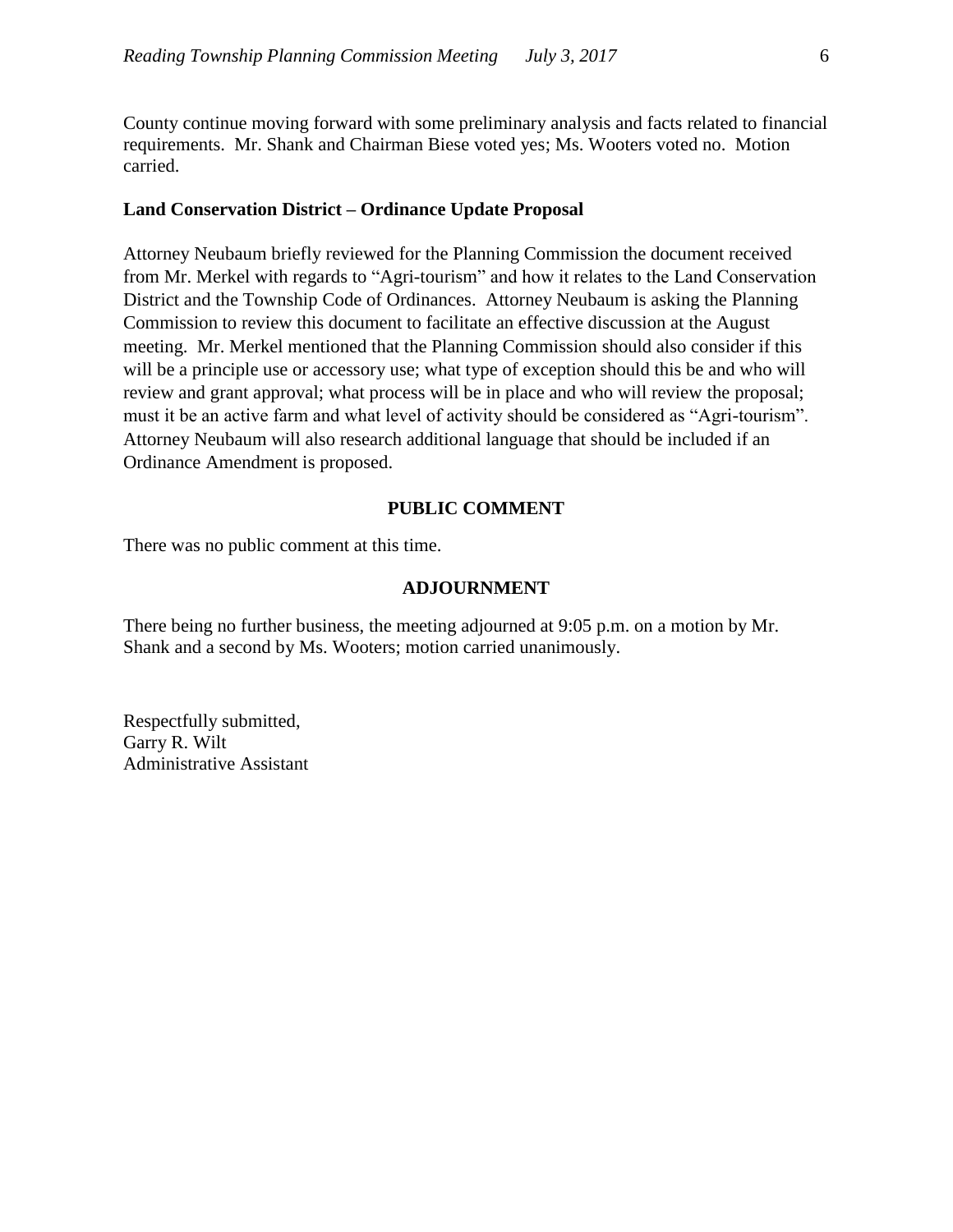County continue moving forward with some preliminary analysis and facts related to financial requirements. Mr. Shank and Chairman Biese voted yes; Ms. Wooters voted no. Motion carried.

**Land Conservation District – Ordinance Update Proposal**

Attorney Neubaum briefly reviewed for the Planning Commission the document received from Mr. Merkel with regards to "Agri-tourism" and how it relates to the Land Conservation District and the Township Code of Ordinances. Attorney Neubaum is asking the Planning Commission to review this document to facilitate an effective discussion at the August meeting. Mr. Merkel mentioned that the Planning Commission should also consider if this will be a principle use or accessory use; what type of exception should this be and who will review and grant approval; what process will be in place and who will review the proposal; must it be an active farm and what level of activity should be considered as "Agri-tourism". Attorney Neubaum will also research additional language that should be included if an Ordinance Amendment is proposed.

## PUBLIC COMMENT

There was no public comment at this time.

## ADJOURNMENT

There being no further business, the meeting adjourned at 9:05 p.m. on a motion by Mr. Shank and a second by Ms. Wooters; motion carried unanimously.

Respectfully submitted,
Garry R. Wilt
Administrative Assistant